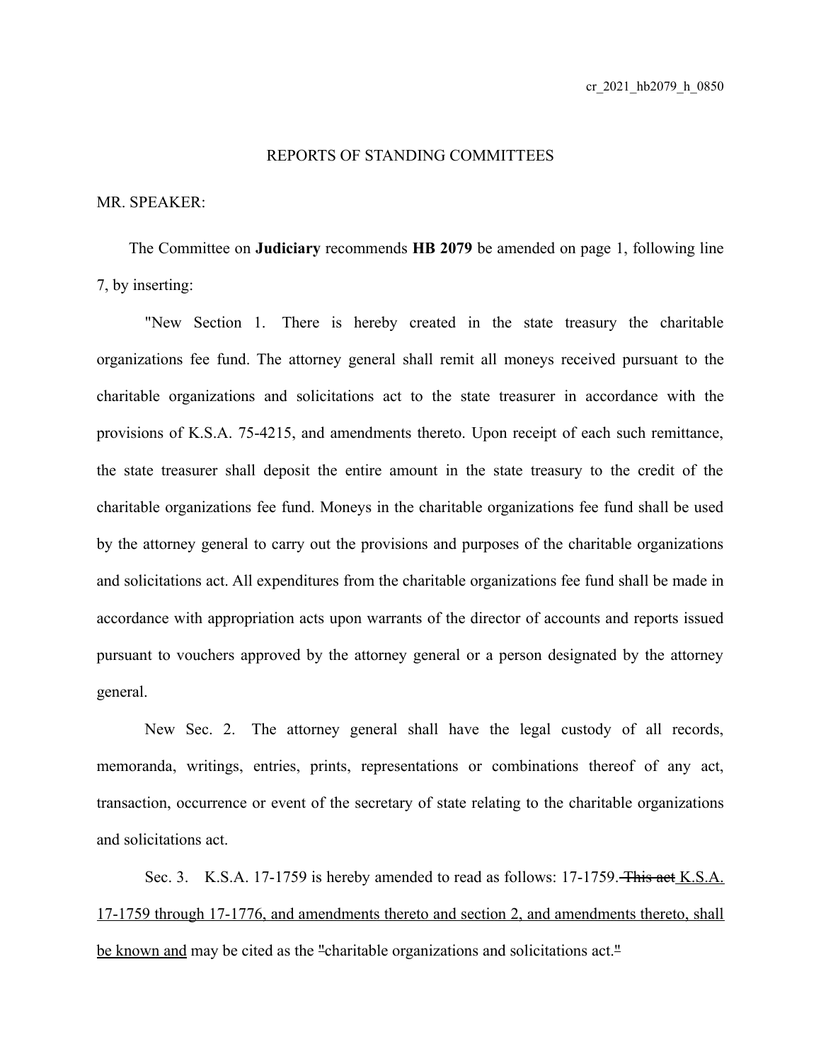cr_2021_hb2079_h_0850

REPORTS OF STANDING COMMITTEES

MR. SPEAKER:

The Committee on **Judiciary** recommends **HB 2079** be amended on page 1, following line 7, by inserting:

"New Section 1. There is hereby created in the state treasury the charitable organizations fee fund. The attorney general shall remit all moneys received pursuant to the charitable organizations and solicitations act to the state treasurer in accordance with the provisions of K.S.A. 75-4215, and amendments thereto. Upon receipt of each such remittance, the state treasurer shall deposit the entire amount in the state treasury to the credit of the charitable organizations fee fund. Moneys in the charitable organizations fee fund shall be used by the attorney general to carry out the provisions and purposes of the charitable organizations and solicitations act. All expenditures from the charitable organizations fee fund shall be made in accordance with appropriation acts upon warrants of the director of accounts and reports issued pursuant to vouchers approved by the attorney general or a person designated by the attorney general.

New Sec. 2. The attorney general shall have the legal custody of all records, memoranda, writings, entries, prints, representations or combinations thereof of any act, transaction, occurrence or event of the secretary of state relating to the charitable organizations and solicitations act.

Sec. 3. K.S.A. 17-1759 is hereby amended to read as follows: 17-1759. ~~This act~~ <u>K.S.A. 17-1759 through 17-1776, and amendments thereto and section 2, and amendments thereto, shall be known and</u> may be cited as the ~~"~~charitable organizations and solicitations act.~~"~~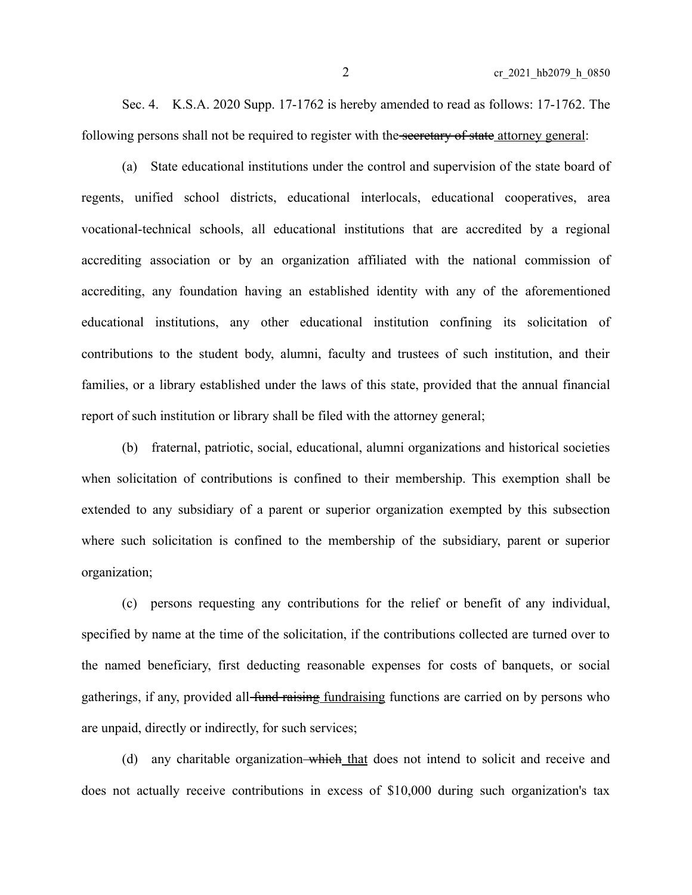Sec. 4. K.S.A. 2020 Supp. 17-1762 is hereby amended to read as follows: 17-1762. The following persons shall not be required to register with the ~~secretary of state~~ attorney general:

(a) State educational institutions under the control and supervision of the state board of regents, unified school districts, educational interlocals, educational cooperatives, area vocational-technical schools, all educational institutions that are accredited by a regional accrediting association or by an organization affiliated with the national commission of accrediting, any foundation having an established identity with any of the aforementioned educational institutions, any other educational institution confining its solicitation of contributions to the student body, alumni, faculty and trustees of such institution, and their families, or a library established under the laws of this state, provided that the annual financial report of such institution or library shall be filed with the attorney general;

(b) fraternal, patriotic, social, educational, alumni organizations and historical societies when solicitation of contributions is confined to their membership. This exemption shall be extended to any subsidiary of a parent or superior organization exempted by this subsection where such solicitation is confined to the membership of the subsidiary, parent or superior organization;

(c) persons requesting any contributions for the relief or benefit of any individual, specified by name at the time of the solicitation, if the contributions collected are turned over to the named beneficiary, first deducting reasonable expenses for costs of banquets, or social gatherings, if any, provided all ~~fund raising~~ fundraising functions are carried on by persons who are unpaid, directly or indirectly, for such services;

(d) any charitable organization ~~which~~ that does not intend to solicit and receive and does not actually receive contributions in excess of $10,000 during such organization's tax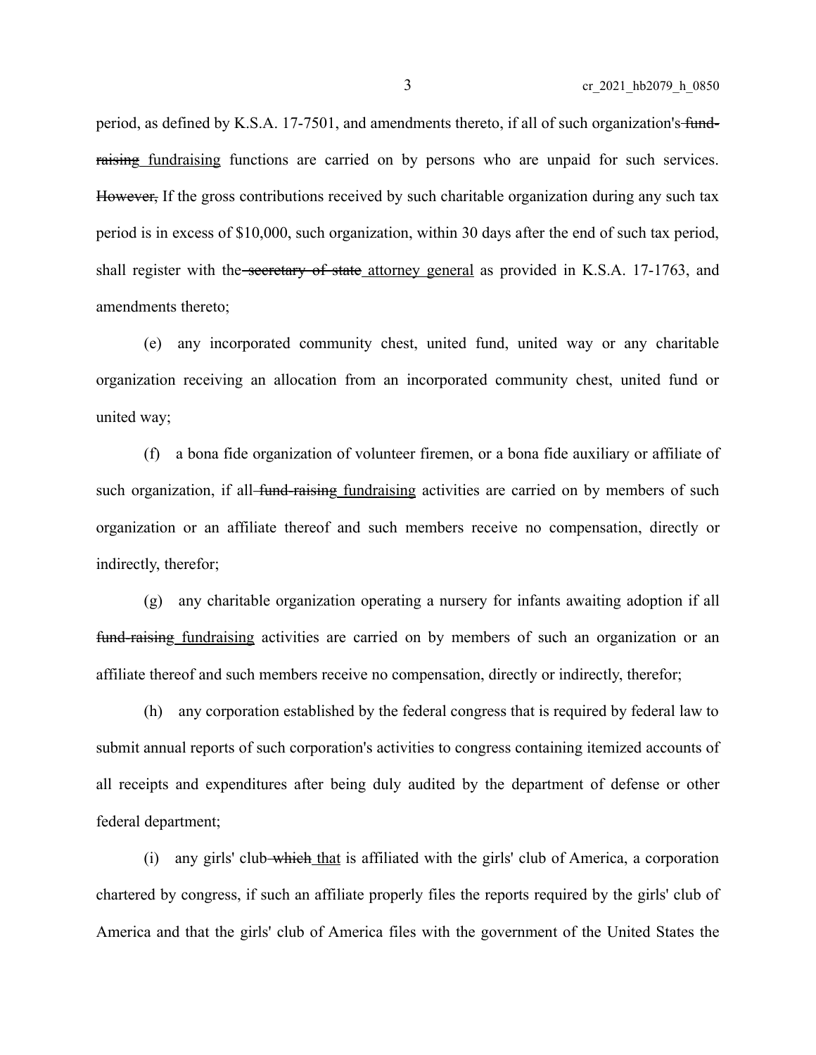period, as defined by K.S.A. 17-7501, and amendments thereto, if all of such organization's ~~fund-raising~~ fundraising functions are carried on by persons who are unpaid for such services. ~~However,~~ If the gross contributions received by such charitable organization during any such tax period is in excess of $10,000, such organization, within 30 days after the end of such tax period, shall register with the ~~secretary of state~~ attorney general as provided in K.S.A. 17-1763, and amendments thereto;

(e) any incorporated community chest, united fund, united way or any charitable organization receiving an allocation from an incorporated community chest, united fund or united way;

(f) a bona fide organization of volunteer firemen, or a bona fide auxiliary or affiliate of such organization, if all ~~fund-raising~~ fundraising activities are carried on by members of such organization or an affiliate thereof and such members receive no compensation, directly or indirectly, therefor;

(g) any charitable organization operating a nursery for infants awaiting adoption if all ~~fund-raising~~ fundraising activities are carried on by members of such an organization or an affiliate thereof and such members receive no compensation, directly or indirectly, therefor;

(h) any corporation established by the federal congress that is required by federal law to submit annual reports of such corporation's activities to congress containing itemized accounts of all receipts and expenditures after being duly audited by the department of defense or other federal department;

(i) any girls' club ~~which~~ that is affiliated with the girls' club of America, a corporation chartered by congress, if such an affiliate properly files the reports required by the girls' club of America and that the girls' club of America files with the government of the United States the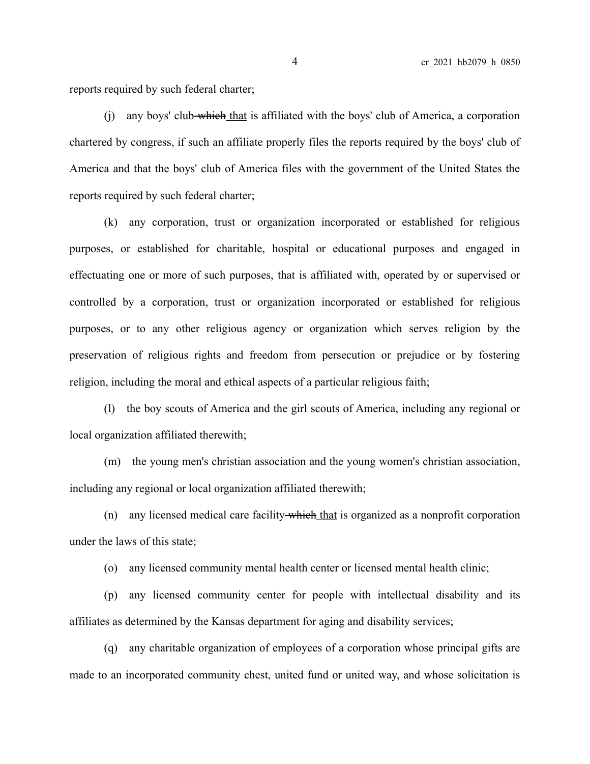reports required by such federal charter;

(j) any boys' club ~~which~~ that is affiliated with the boys' club of America, a corporation chartered by congress, if such an affiliate properly files the reports required by the boys' club of America and that the boys' club of America files with the government of the United States the reports required by such federal charter;

(k) any corporation, trust or organization incorporated or established for religious purposes, or established for charitable, hospital or educational purposes and engaged in effectuating one or more of such purposes, that is affiliated with, operated by or supervised or controlled by a corporation, trust or organization incorporated or established for religious purposes, or to any other religious agency or organization which serves religion by the preservation of religious rights and freedom from persecution or prejudice or by fostering religion, including the moral and ethical aspects of a particular religious faith;

(l) the boy scouts of America and the girl scouts of America, including any regional or local organization affiliated therewith;

(m) the young men's christian association and the young women's christian association, including any regional or local organization affiliated therewith;

(n) any licensed medical care facility ~~which~~ that is organized as a nonprofit corporation under the laws of this state;

(o) any licensed community mental health center or licensed mental health clinic;

(p) any licensed community center for people with intellectual disability and its affiliates as determined by the Kansas department for aging and disability services;

(q) any charitable organization of employees of a corporation whose principal gifts are made to an incorporated community chest, united fund or united way, and whose solicitation is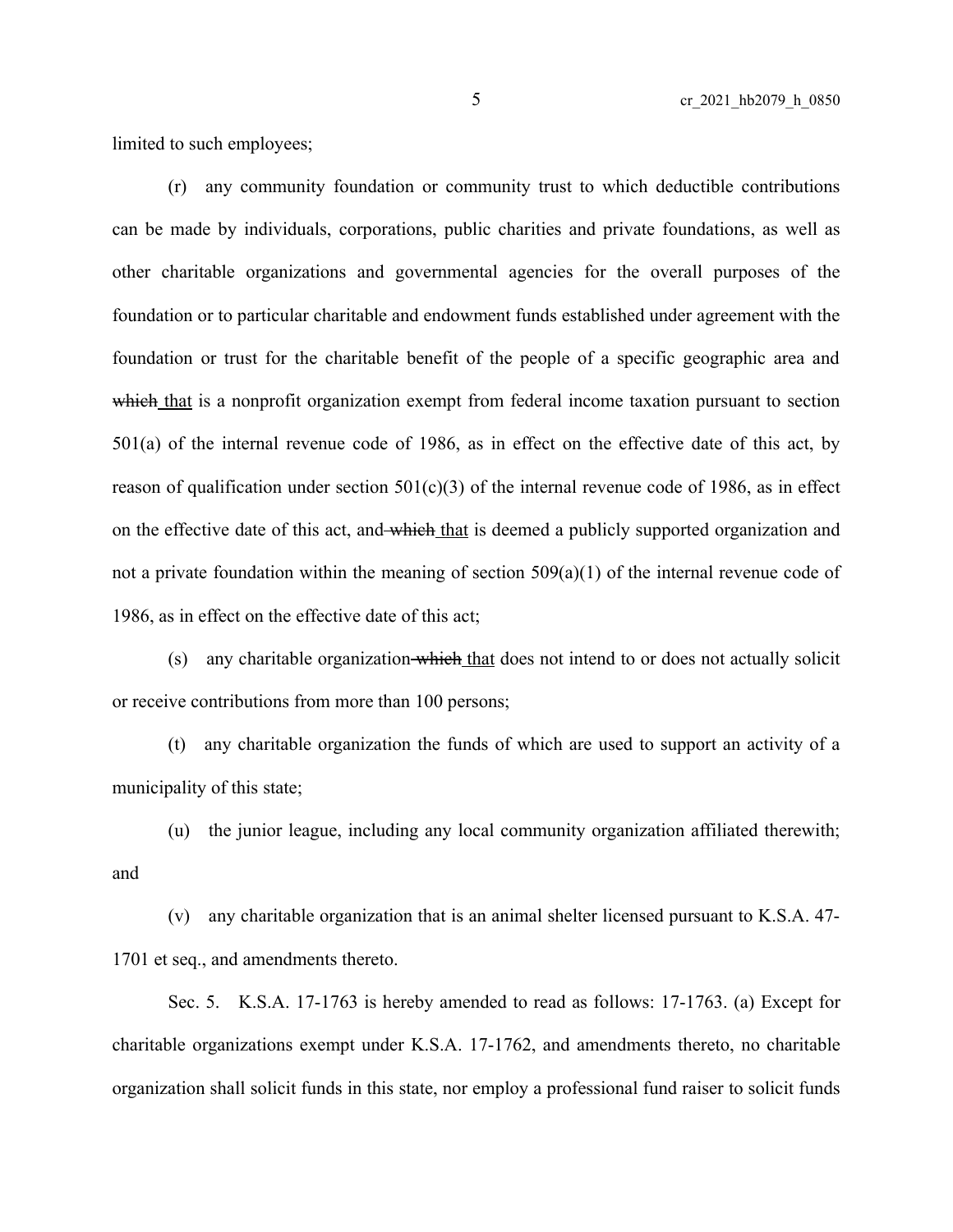limited to such employees;

(r) any community foundation or community trust to which deductible contributions can be made by individuals, corporations, public charities and private foundations, as well as other charitable organizations and governmental agencies for the overall purposes of the foundation or to particular charitable and endowment funds established under agreement with the foundation or trust for the charitable benefit of the people of a specific geographic area and ~~which~~ that is a nonprofit organization exempt from federal income taxation pursuant to section 501(a) of the internal revenue code of 1986, as in effect on the effective date of this act, by reason of qualification under section 501(c)(3) of the internal revenue code of 1986, as in effect on the effective date of this act, and ~~which~~ that is deemed a publicly supported organization and not a private foundation within the meaning of section 509(a)(1) of the internal revenue code of 1986, as in effect on the effective date of this act;

(s) any charitable organization ~~which~~ that does not intend to or does not actually solicit or receive contributions from more than 100 persons;

(t) any charitable organization the funds of which are used to support an activity of a municipality of this state;

(u) the junior league, including any local community organization affiliated therewith; and

(v) any charitable organization that is an animal shelter licensed pursuant to K.S.A. 47-1701 et seq., and amendments thereto.

Sec. 5. K.S.A. 17-1763 is hereby amended to read as follows: 17-1763. (a) Except for charitable organizations exempt under K.S.A. 17-1762, and amendments thereto, no charitable organization shall solicit funds in this state, nor employ a professional fund raiser to solicit funds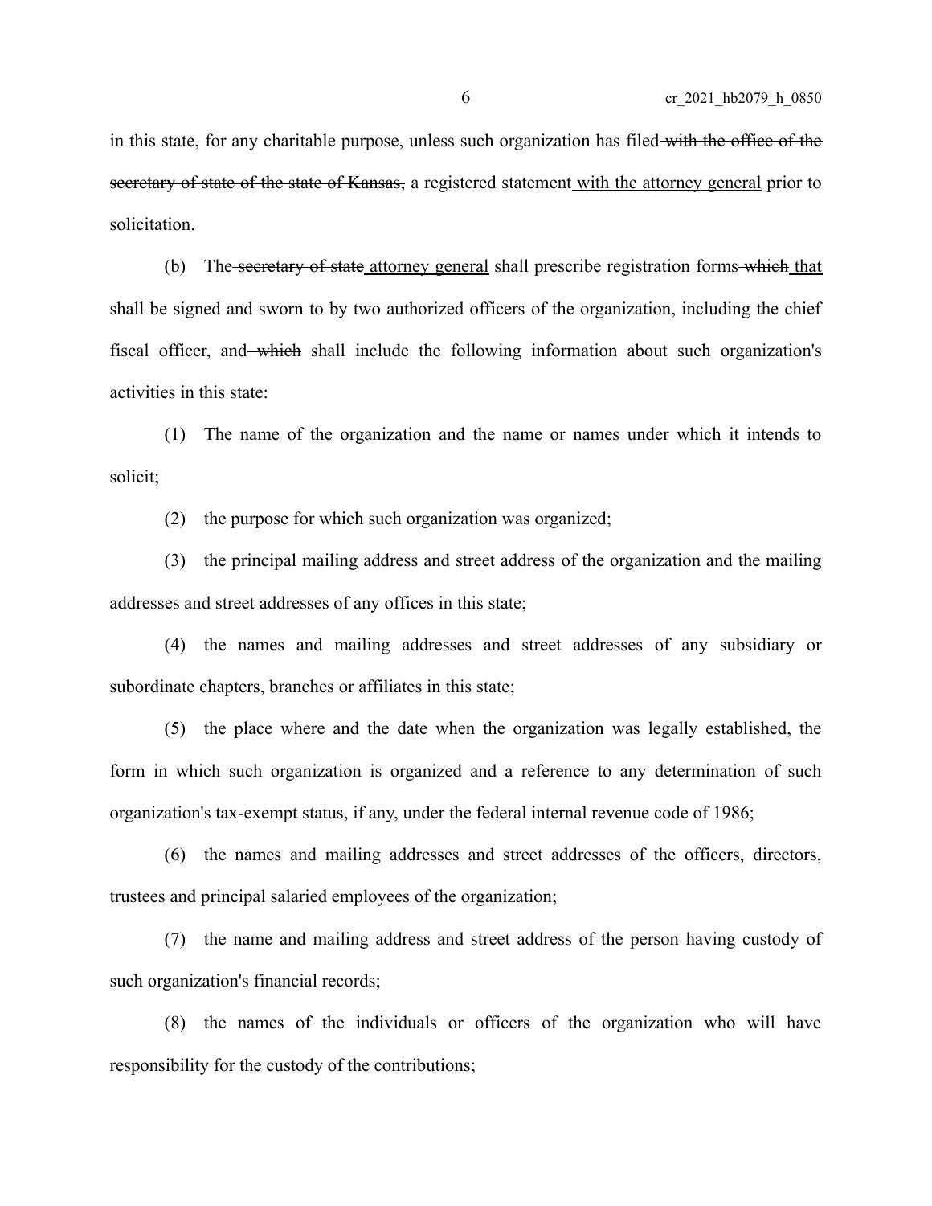in this state, for any charitable purpose, unless such organization has filed ~~with the office of the secretary of state of the state of Kansas,~~ a registered statement <u>with the attorney general</u> prior to solicitation.

(b) The ~~secretary of state~~ <u>attorney general</u> shall prescribe registration forms ~~which~~ <u>that</u> shall be signed and sworn to by two authorized officers of the organization, including the chief fiscal officer, and ~~which~~ shall include the following information about such organization's activities in this state:

(1) The name of the organization and the name or names under which it intends to solicit;

(2) the purpose for which such organization was organized;

(3) the principal mailing address and street address of the organization and the mailing addresses and street addresses of any offices in this state;

(4) the names and mailing addresses and street addresses of any subsidiary or subordinate chapters, branches or affiliates in this state;

(5) the place where and the date when the organization was legally established, the form in which such organization is organized and a reference to any determination of such organization's tax-exempt status, if any, under the federal internal revenue code of 1986;

(6) the names and mailing addresses and street addresses of the officers, directors, trustees and principal salaried employees of the organization;

(7) the name and mailing address and street address of the person having custody of such organization's financial records;

(8) the names of the individuals or officers of the organization who will have responsibility for the custody of the contributions;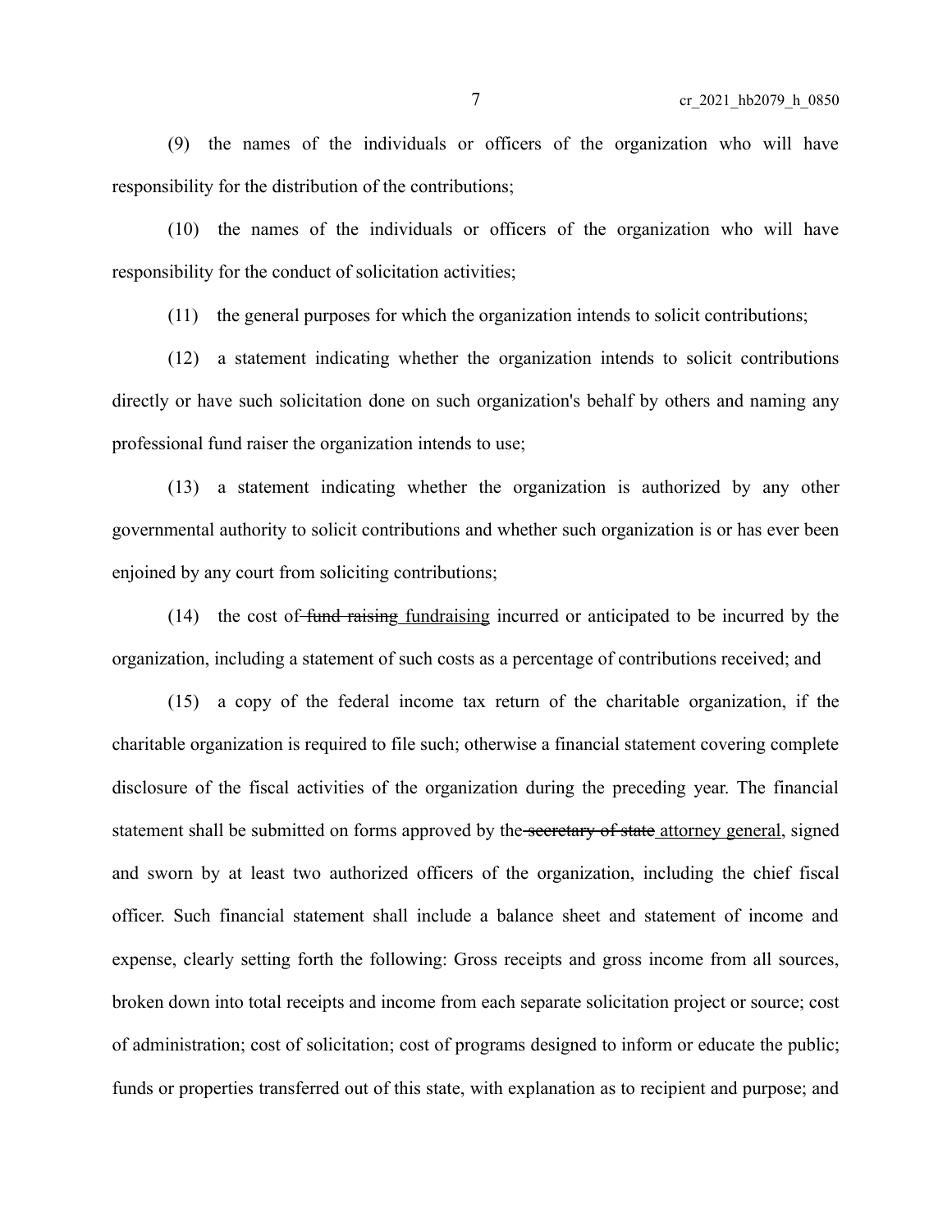(9) the names of the individuals or officers of the organization who will have responsibility for the distribution of the contributions;

(10) the names of the individuals or officers of the organization who will have responsibility for the conduct of solicitation activities;

(11) the general purposes for which the organization intends to solicit contributions;

(12) a statement indicating whether the organization intends to solicit contributions directly or have such solicitation done on such organization's behalf by others and naming any professional fund raiser the organization intends to use;

(13) a statement indicating whether the organization is authorized by any other governmental authority to solicit contributions and whether such organization is or has ever been enjoined by any court from soliciting contributions;

(14) the cost of ~~fund raising~~ fundraising incurred or anticipated to be incurred by the organization, including a statement of such costs as a percentage of contributions received; and

(15) a copy of the federal income tax return of the charitable organization, if the charitable organization is required to file such; otherwise a financial statement covering complete disclosure of the fiscal activities of the organization during the preceding year. The financial statement shall be submitted on forms approved by the ~~secretary of state~~ attorney general, signed and sworn by at least two authorized officers of the organization, including the chief fiscal officer. Such financial statement shall include a balance sheet and statement of income and expense, clearly setting forth the following: Gross receipts and gross income from all sources, broken down into total receipts and income from each separate solicitation project or source; cost of administration; cost of solicitation; cost of programs designed to inform or educate the public; funds or properties transferred out of this state, with explanation as to recipient and purpose; and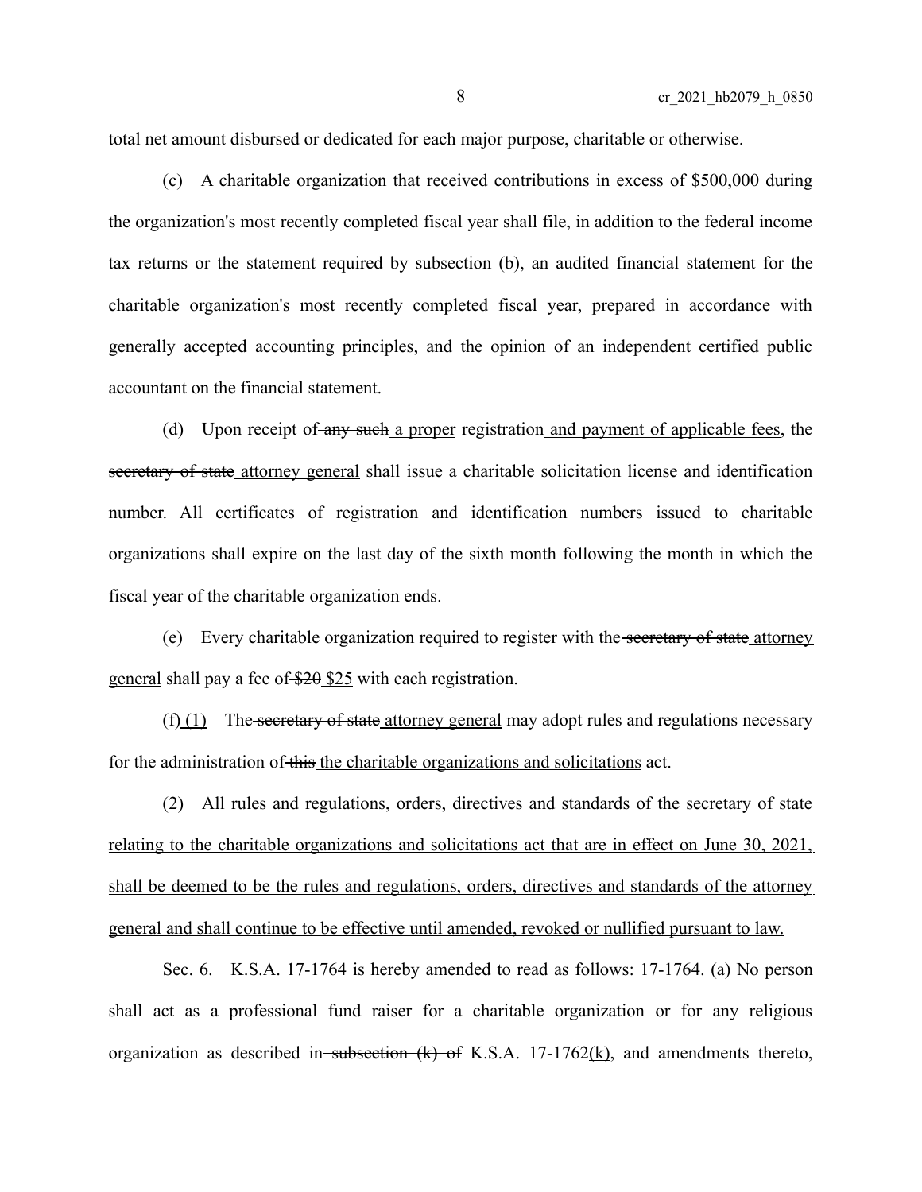total net amount disbursed or dedicated for each major purpose, charitable or otherwise.

(c) A charitable organization that received contributions in excess of $500,000 during the organization's most recently completed fiscal year shall file, in addition to the federal income tax returns or the statement required by subsection (b), an audited financial statement for the charitable organization's most recently completed fiscal year, prepared in accordance with generally accepted accounting principles, and the opinion of an independent certified public accountant on the financial statement.

(d) Upon receipt of ~~any such~~ a proper registration and payment of applicable fees, the ~~secretary of state~~ attorney general shall issue a charitable solicitation license and identification number. All certificates of registration and identification numbers issued to charitable organizations shall expire on the last day of the sixth month following the month in which the fiscal year of the charitable organization ends.

(e) Every charitable organization required to register with the ~~secretary of state~~ attorney general shall pay a fee of ~~$20~~ $25 with each registration.

(f) (1) The ~~secretary of state~~ attorney general may adopt rules and regulations necessary for the administration of ~~this~~ the charitable organizations and solicitations act.

(2) All rules and regulations, orders, directives and standards of the secretary of state relating to the charitable organizations and solicitations act that are in effect on June 30, 2021, shall be deemed to be the rules and regulations, orders, directives and standards of the attorney general and shall continue to be effective until amended, revoked or nullified pursuant to law.

Sec. 6. K.S.A. 17-1764 is hereby amended to read as follows: 17-1764. (a) No person shall act as a professional fund raiser for a charitable organization or for any religious organization as described in ~~subsection (k) of~~ K.S.A. 17-1762(k), and amendments thereto,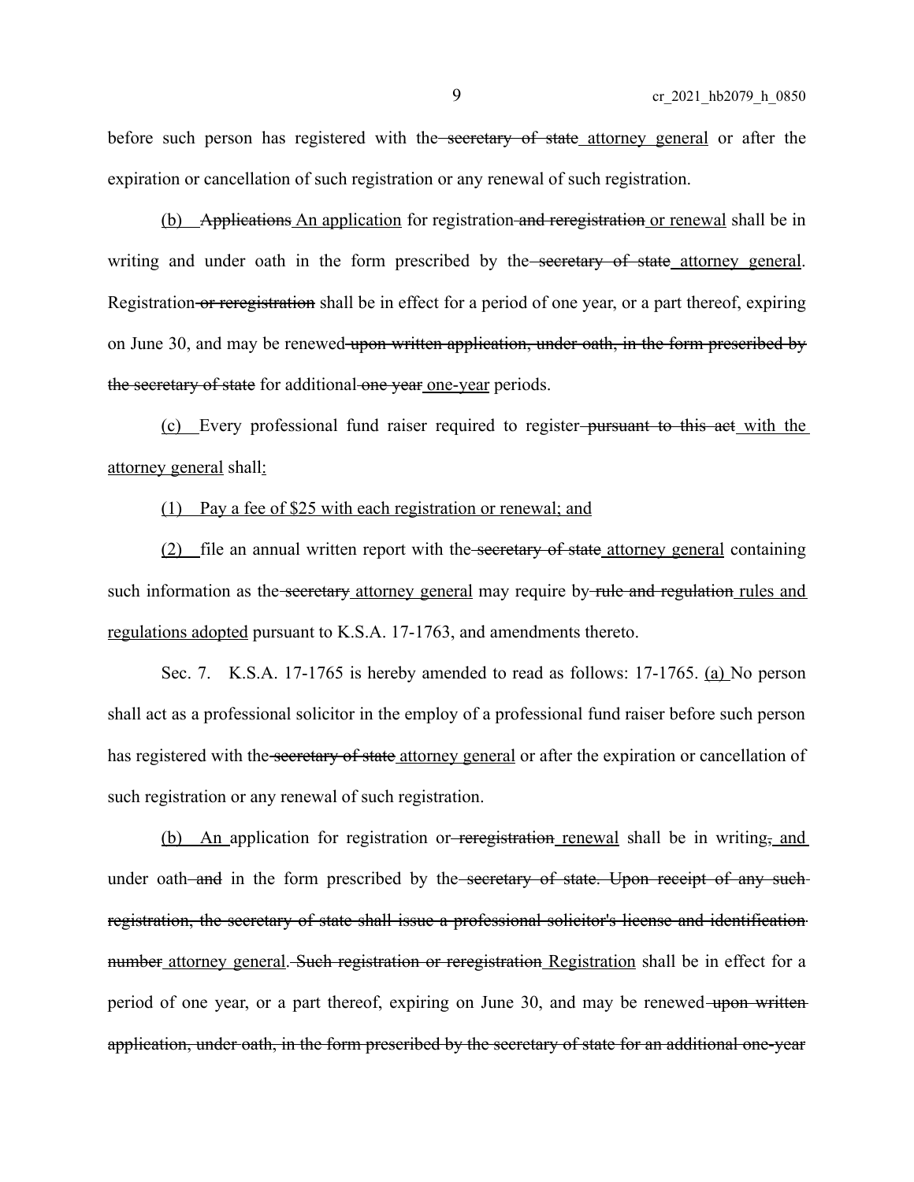before such person has registered with the ~~secretary of state~~ attorney general or after the expiration or cancellation of such registration or any renewal of such registration.

(b) ~~Applications~~ An application for registration ~~and reregistration~~ or renewal shall be in writing and under oath in the form prescribed by the ~~secretary of state~~ attorney general. Registration ~~or reregistration~~ shall be in effect for a period of one year, or a part thereof, expiring on June 30, and may be renewed ~~upon written application, under oath, in the form prescribed by the secretary of state~~ for additional ~~one year~~ one-year periods.

(c) Every professional fund raiser required to register ~~pursuant to this act~~ with the attorney general shall:

(1) Pay a fee of $25 with each registration or renewal; and

(2) file an annual written report with the ~~secretary of state~~ attorney general containing such information as the ~~secretary~~ attorney general may require by ~~rule and regulation~~ rules and regulations adopted pursuant to K.S.A. 17-1763, and amendments thereto.

Sec. 7. K.S.A. 17-1765 is hereby amended to read as follows: 17-1765. (a) No person shall act as a professional solicitor in the employ of a professional fund raiser before such person has registered with the ~~secretary of state~~ attorney general or after the expiration or cancellation of such registration or any renewal of such registration.

(b) An application for registration or ~~reregistration~~ renewal shall be in writing~~,~~ and under oath ~~and~~ in the form prescribed by the ~~secretary of state. Upon receipt of any such registration, the secretary of state shall issue a professional solicitor's license and identification number~~ attorney general. ~~Such registration or reregistration~~ Registration shall be in effect for a period of one year, or a part thereof, expiring on June 30, and may be renewed ~~upon written application, under oath, in the form prescribed by the secretary of state for an additional one-year~~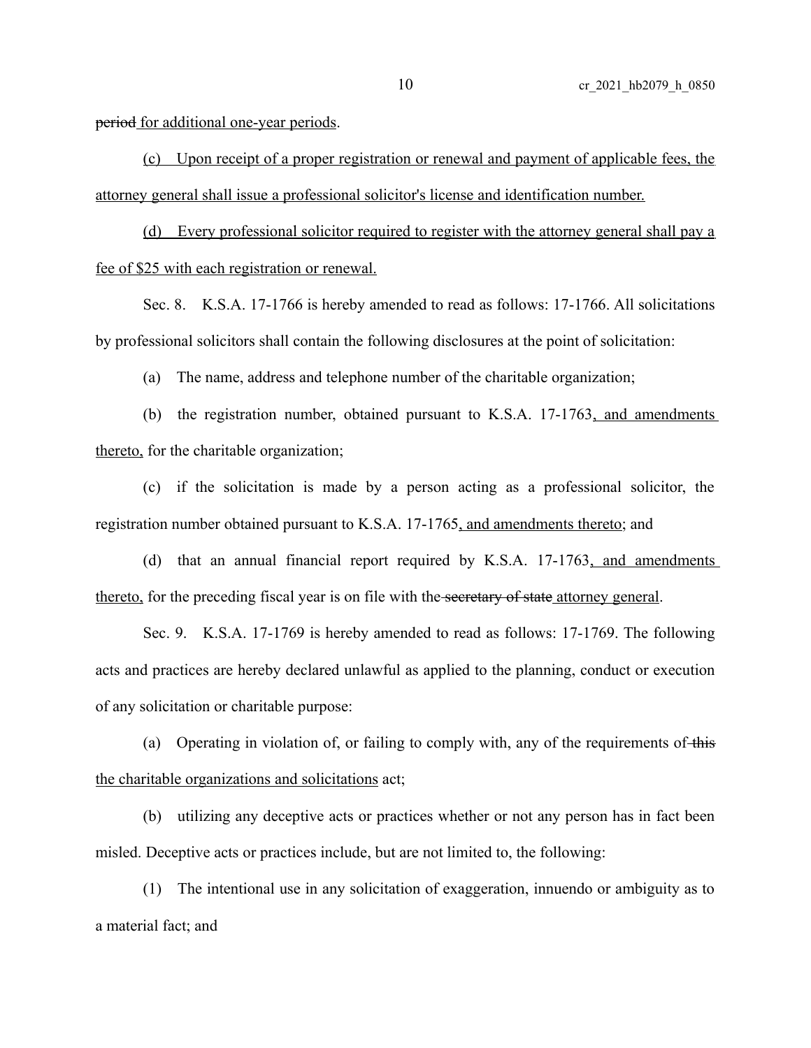~~period~~ for additional one-year periods.

(c) Upon receipt of a proper registration or renewal and payment of applicable fees, the attorney general shall issue a professional solicitor's license and identification number.

(d) Every professional solicitor required to register with the attorney general shall pay a fee of $25 with each registration or renewal.

Sec. 8. K.S.A. 17-1766 is hereby amended to read as follows: 17-1766. All solicitations by professional solicitors shall contain the following disclosures at the point of solicitation:

(a) The name, address and telephone number of the charitable organization;

(b) the registration number, obtained pursuant to K.S.A. 17-1763, and amendments thereto, for the charitable organization;

(c) if the solicitation is made by a person acting as a professional solicitor, the registration number obtained pursuant to K.S.A. 17-1765, and amendments thereto; and

(d) that an annual financial report required by K.S.A. 17-1763, and amendments thereto, for the preceding fiscal year is on file with the ~~secretary of state~~ attorney general.

Sec. 9. K.S.A. 17-1769 is hereby amended to read as follows: 17-1769. The following acts and practices are hereby declared unlawful as applied to the planning, conduct or execution of any solicitation or charitable purpose:

(a) Operating in violation of, or failing to comply with, any of the requirements of ~~this~~ the charitable organizations and solicitations act;

(b) utilizing any deceptive acts or practices whether or not any person has in fact been misled. Deceptive acts or practices include, but are not limited to, the following:

(1) The intentional use in any solicitation of exaggeration, innuendo or ambiguity as to a material fact; and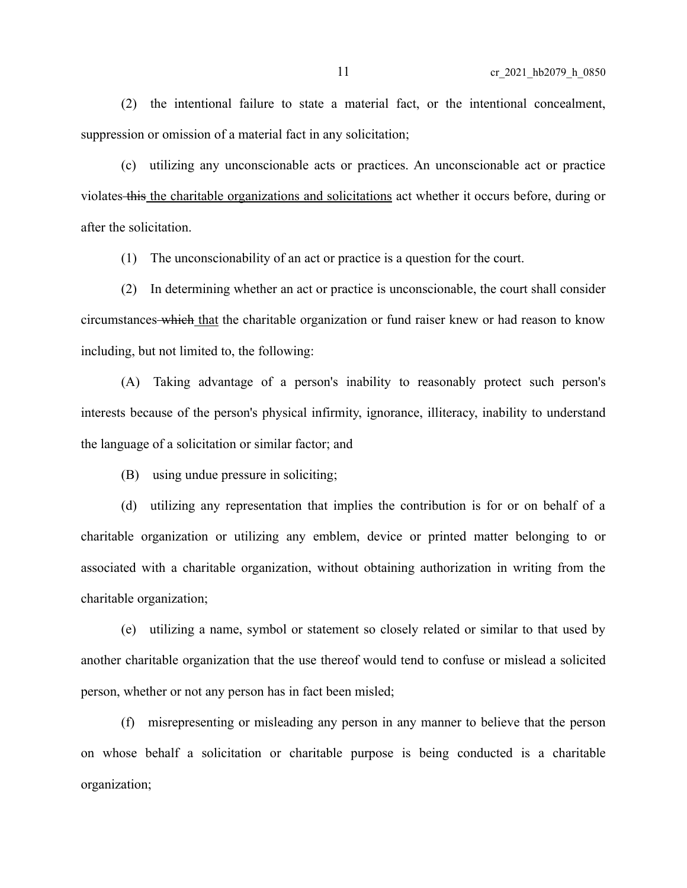(2) the intentional failure to state a material fact, or the intentional concealment, suppression or omission of a material fact in any solicitation;

(c) utilizing any unconscionable acts or practices. An unconscionable act or practice violates ~~this~~ <u>the charitable organizations and solicitations</u> act whether it occurs before, during or after the solicitation.

(1) The unconscionability of an act or practice is a question for the court.

(2) In determining whether an act or practice is unconscionable, the court shall consider circumstances ~~which~~ <u>that</u> the charitable organization or fund raiser knew or had reason to know including, but not limited to, the following:

(A) Taking advantage of a person's inability to reasonably protect such person's interests because of the person's physical infirmity, ignorance, illiteracy, inability to understand the language of a solicitation or similar factor; and

(B) using undue pressure in soliciting;

(d) utilizing any representation that implies the contribution is for or on behalf of a charitable organization or utilizing any emblem, device or printed matter belonging to or associated with a charitable organization, without obtaining authorization in writing from the charitable organization;

(e) utilizing a name, symbol or statement so closely related or similar to that used by another charitable organization that the use thereof would tend to confuse or mislead a solicited person, whether or not any person has in fact been misled;

(f) misrepresenting or misleading any person in any manner to believe that the person on whose behalf a solicitation or charitable purpose is being conducted is a charitable organization;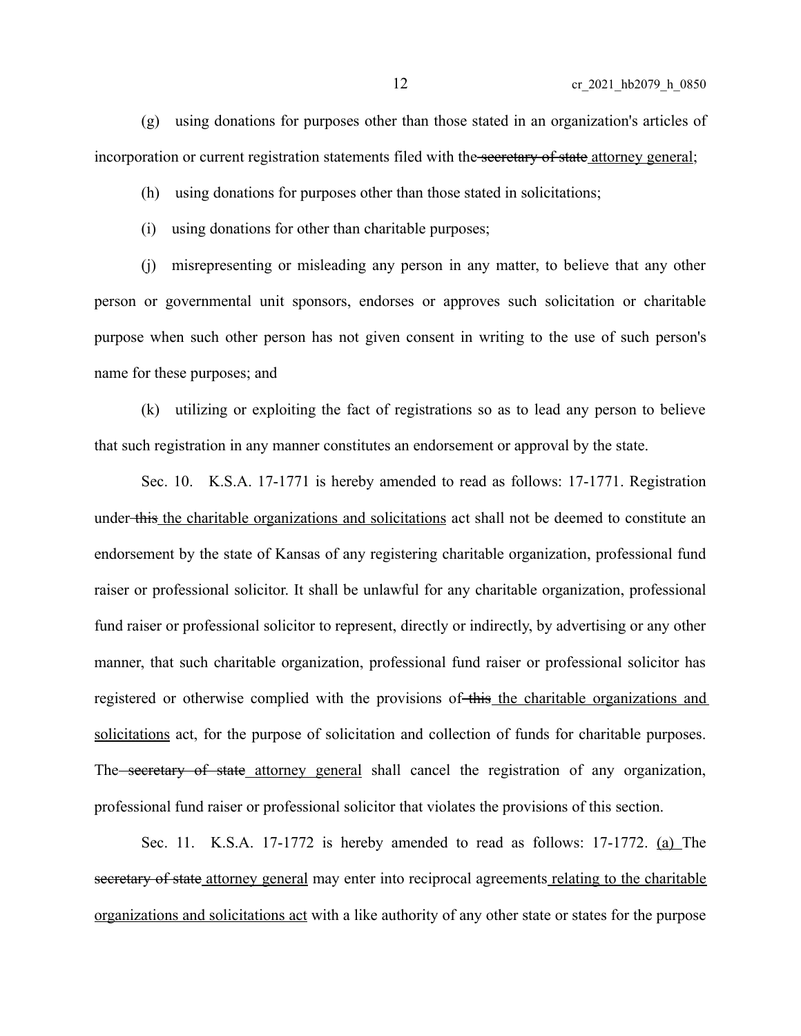(g) using donations for purposes other than those stated in an organization's articles of incorporation or current registration statements filed with the ~~secretary of state~~ <u>attorney general</u>;

(h) using donations for purposes other than those stated in solicitations;

(i) using donations for other than charitable purposes;

(j) misrepresenting or misleading any person in any matter, to believe that any other person or governmental unit sponsors, endorses or approves such solicitation or charitable purpose when such other person has not given consent in writing to the use of such person's name for these purposes; and

(k) utilizing or exploiting the fact of registrations so as to lead any person to believe that such registration in any manner constitutes an endorsement or approval by the state.

Sec. 10. K.S.A. 17-1771 is hereby amended to read as follows: 17-1771. Registration under ~~this~~ <u>the charitable organizations and solicitations</u> act shall not be deemed to constitute an endorsement by the state of Kansas of any registering charitable organization, professional fund raiser or professional solicitor. It shall be unlawful for any charitable organization, professional fund raiser or professional solicitor to represent, directly or indirectly, by advertising or any other manner, that such charitable organization, professional fund raiser or professional solicitor has registered or otherwise complied with the provisions of ~~this~~ <u>the charitable organizations and solicitations</u> act, for the purpose of solicitation and collection of funds for charitable purposes. The ~~secretary of state~~ <u>attorney general</u> shall cancel the registration of any organization, professional fund raiser or professional solicitor that violates the provisions of this section.

Sec. 11. K.S.A. 17-1772 is hereby amended to read as follows: 17-1772. <u>(a)</u> The ~~secretary of state~~ <u>attorney general</u> may enter into reciprocal agreements <u>relating to the charitable organizations and solicitations act</u> with a like authority of any other state or states for the purpose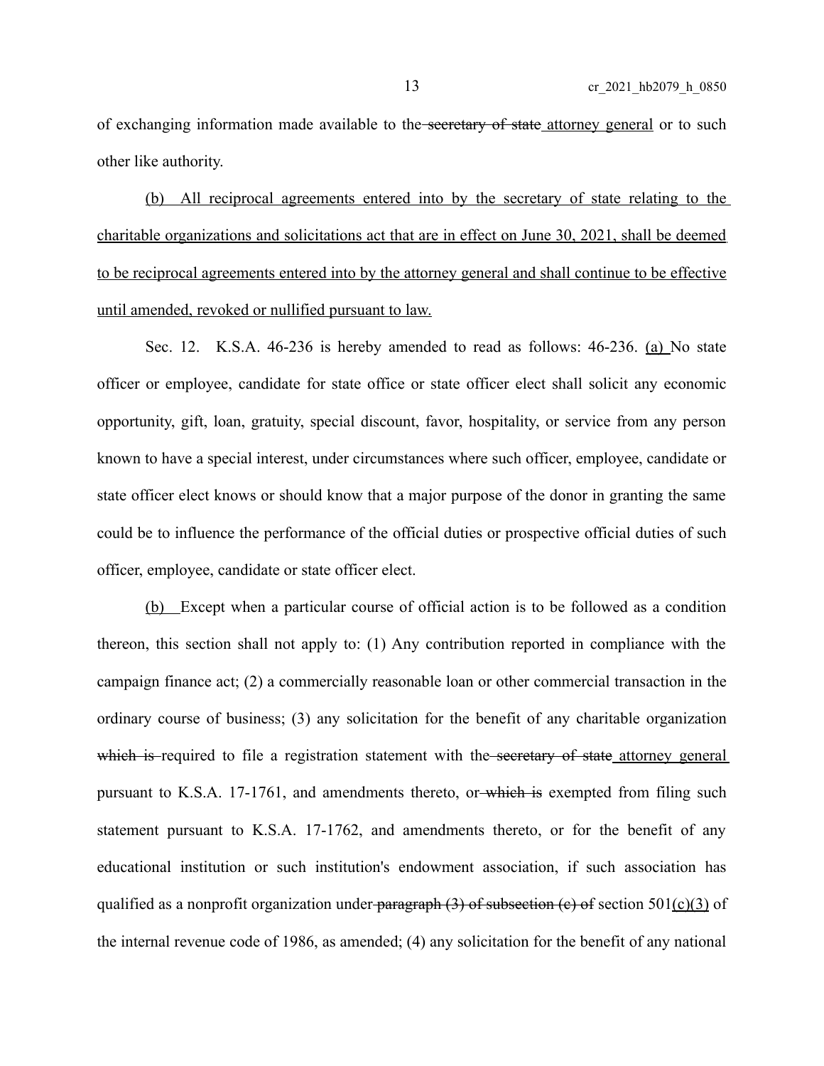of exchanging information made available to the ~~secretary of state~~ attorney general or to such other like authority.

(b) All reciprocal agreements entered into by the secretary of state relating to the charitable organizations and solicitations act that are in effect on June 30, 2021, shall be deemed to be reciprocal agreements entered into by the attorney general and shall continue to be effective until amended, revoked or nullified pursuant to law.

Sec. 12. K.S.A. 46-236 is hereby amended to read as follows: 46-236. (a) No state officer or employee, candidate for state office or state officer elect shall solicit any economic opportunity, gift, loan, gratuity, special discount, favor, hospitality, or service from any person known to have a special interest, under circumstances where such officer, employee, candidate or state officer elect knows or should know that a major purpose of the donor in granting the same could be to influence the performance of the official duties or prospective official duties of such officer, employee, candidate or state officer elect.

(b) Except when a particular course of official action is to be followed as a condition thereon, this section shall not apply to: (1) Any contribution reported in compliance with the campaign finance act; (2) a commercially reasonable loan or other commercial transaction in the ordinary course of business; (3) any solicitation for the benefit of any charitable organization ~~which is~~ required to file a registration statement with the ~~secretary of state~~ attorney general pursuant to K.S.A. 17-1761, and amendments thereto, or ~~which is~~ exempted from filing such statement pursuant to K.S.A. 17-1762, and amendments thereto, or for the benefit of any educational institution or such institution's endowment association, if such association has qualified as a nonprofit organization under ~~paragraph (3) of subsection (c) of~~ section 501(c)(3) of the internal revenue code of 1986, as amended; (4) any solicitation for the benefit of any national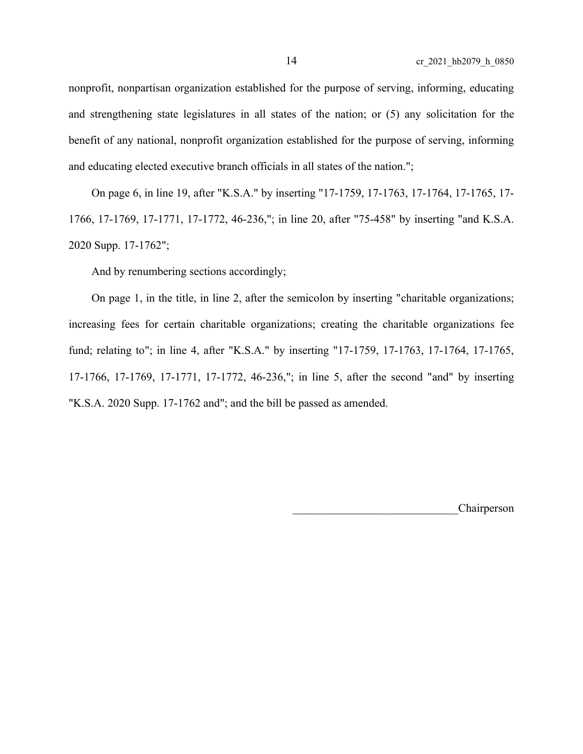nonprofit, nonpartisan organization established for the purpose of serving, informing, educating and strengthening state legislatures in all states of the nation; or (5) any solicitation for the benefit of any national, nonprofit organization established for the purpose of serving, informing and educating elected executive branch officials in all states of the nation.";

On page 6, in line 19, after "K.S.A." by inserting "17-1759, 17-1763, 17-1764, 17-1765, 17-1766, 17-1769, 17-1771, 17-1772, 46-236,"; in line 20, after "75-458" by inserting "and K.S.A. 2020 Supp. 17-1762";

And by renumbering sections accordingly;

On page 1, in the title, in line 2, after the semicolon by inserting "charitable organizations; increasing fees for certain charitable organizations; creating the charitable organizations fee fund; relating to"; in line 4, after "K.S.A." by inserting "17-1759, 17-1763, 17-1764, 17-1765, 17-1766, 17-1769, 17-1771, 17-1772, 46-236,"; in line 5, after the second "and" by inserting "K.S.A. 2020 Supp. 17-1762 and"; and the bill be passed as amended.

____________________________Chairperson